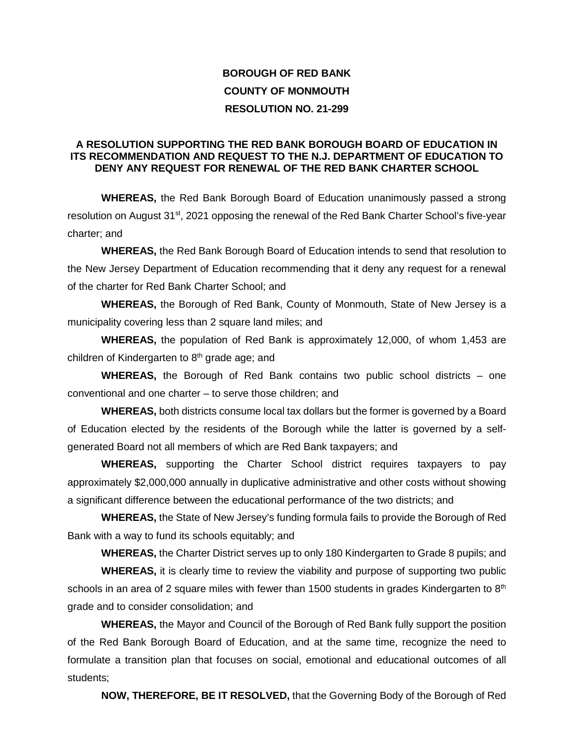# BOROUGH OF RED BANK
# COUNTY OF MONMOUTH
# RESOLUTION NO. 21-299

## A RESOLUTION SUPPORTING THE RED BANK BOROUGH BOARD OF EDUCATION IN ITS RECOMMENDATION AND REQUEST TO THE N.J. DEPARTMENT OF EDUCATION TO DENY ANY REQUEST FOR RENEWAL OF THE RED BANK CHARTER SCHOOL

**WHEREAS,** the Red Bank Borough Board of Education unanimously passed a strong resolution on August 31st, 2021 opposing the renewal of the Red Bank Charter School's five-year charter; and

**WHEREAS,** the Red Bank Borough Board of Education intends to send that resolution to the New Jersey Department of Education recommending that it deny any request for a renewal of the charter for Red Bank Charter School; and

**WHEREAS,** the Borough of Red Bank, County of Monmouth, State of New Jersey is a municipality covering less than 2 square land miles; and

**WHEREAS,** the population of Red Bank is approximately 12,000, of whom 1,453 are children of Kindergarten to 8th grade age; and

**WHEREAS,** the Borough of Red Bank contains two public school districts – one conventional and one charter – to serve those children; and

**WHEREAS,** both districts consume local tax dollars but the former is governed by a Board of Education elected by the residents of the Borough while the latter is governed by a self-generated Board not all members of which are Red Bank taxpayers; and

**WHEREAS,** supporting the Charter School district requires taxpayers to pay approximately $2,000,000 annually in duplicative administrative and other costs without showing a significant difference between the educational performance of the two districts; and

**WHEREAS,** the State of New Jersey's funding formula fails to provide the Borough of Red Bank with a way to fund its schools equitably; and

**WHEREAS,** the Charter District serves up to only 180 Kindergarten to Grade 8 pupils; and

**WHEREAS,** it is clearly time to review the viability and purpose of supporting two public schools in an area of 2 square miles with fewer than 1500 students in grades Kindergarten to 8th grade and to consider consolidation; and

**WHEREAS,** the Mayor and Council of the Borough of Red Bank fully support the position of the Red Bank Borough Board of Education, and at the same time, recognize the need to formulate a transition plan that focuses on social, emotional and educational outcomes of all students;

**NOW, THEREFORE, BE IT RESOLVED,** that the Governing Body of the Borough of Red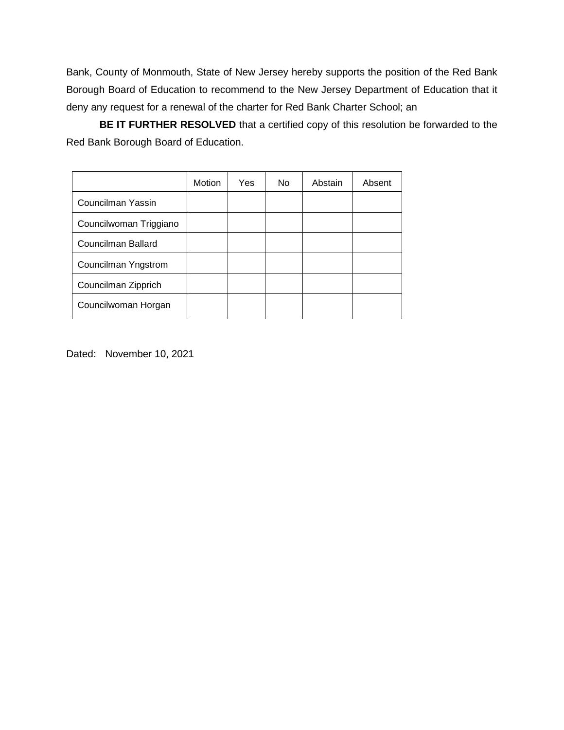Bank, County of Monmouth, State of New Jersey hereby supports the position of the Red Bank Borough Board of Education to recommend to the New Jersey Department of Education that it deny any request for a renewal of the charter for Red Bank Charter School; an

**BE IT FURTHER RESOLVED** that a certified copy of this resolution be forwarded to the Red Bank Borough Board of Education.

| | Motion | Yes | No | Abstain | Absent |
|---|---|---|---|---|---|
| Councilman Yassin | | | | | |
| Councilwoman Triggiano | | | | | |
| Councilman Ballard | | | | | |
| Councilman Yngstrom | | | | | |
| Councilman Zipprich | | | | | |
| Councilwoman Horgan | | | | | |

Dated: November 10, 2021